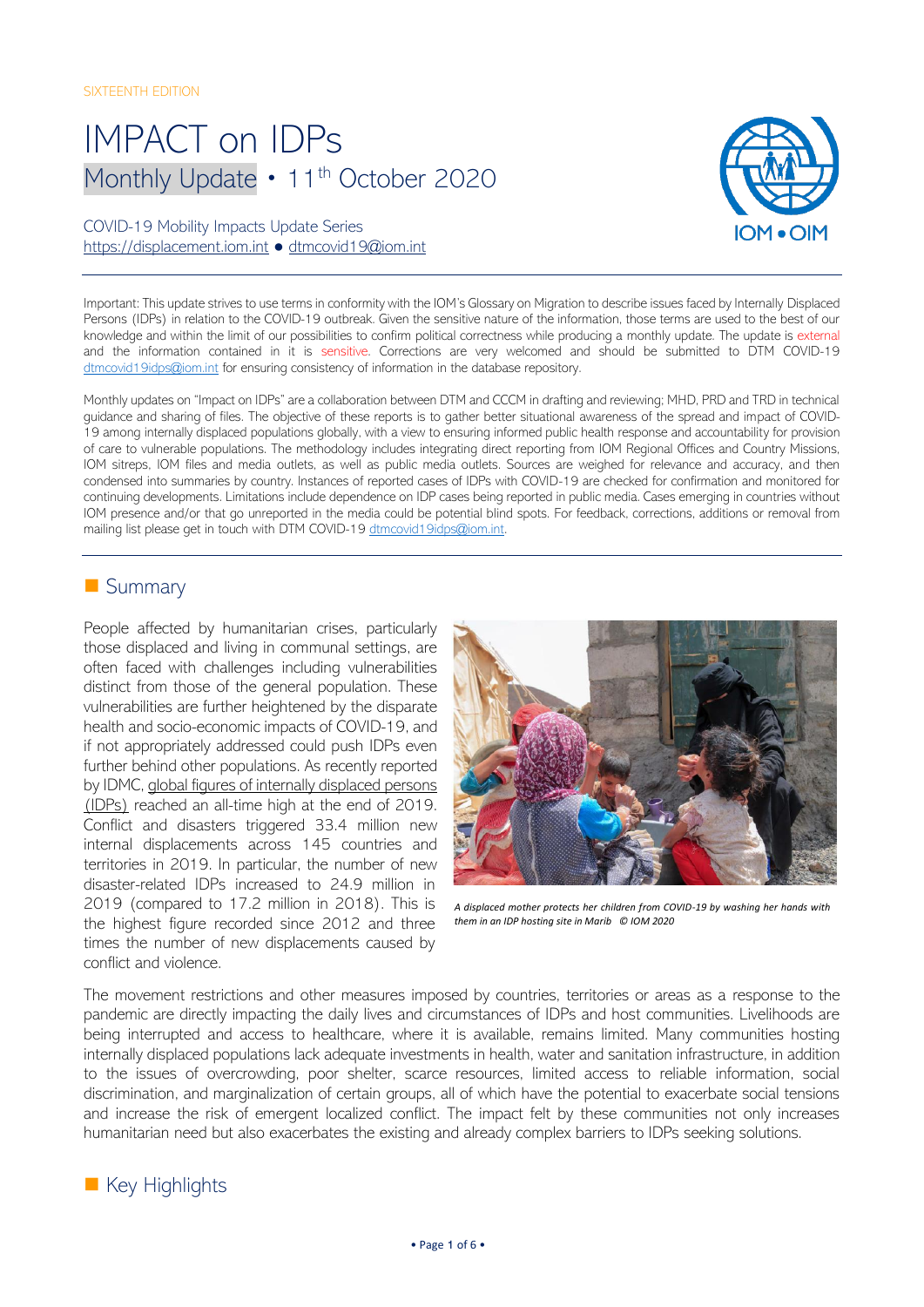SIXTEENTH EDITION

# IMPACT on IDPs

## Monthly Update • 11th October 2020

COVID-19 Mobility Impacts Update Series
https://displacement.iom.int ● dtmcovid19@iom.int

IOM • OIM

Important: This update strives to use terms in conformity with the IOM's Glossary on Migration to describe issues faced by Internally Displaced Persons (IDPs) in relation to the COVID-19 outbreak. Given the sensitive nature of the information, those terms are used to the best of our knowledge and within the limit of our possibilities to confirm political correctness while producing a monthly update. The update is external and the information contained in it is sensitive. Corrections are very welcomed and should be submitted to DTM COVID-19 dtmcovid19idps@iom.int for ensuring consistency of information in the database repository.

Monthly updates on "Impact on IDPs" are a collaboration between DTM and CCCM in drafting and reviewing; MHD, PRD and TRD in technical guidance and sharing of files. The objective of these reports is to gather better situational awareness of the spread and impact of COVID-19 among internally displaced populations globally, with a view to ensuring informed public health response and accountability for provision of care to vulnerable populations. The methodology includes integrating direct reporting from IOM Regional Offices and Country Missions, IOM sitreps, IOM files and media outlets, as well as public media outlets. Sources are weighed for relevance and accuracy, and then condensed into summaries by country. Instances of reported cases of IDPs with COVID-19 are checked for confirmation and monitored for continuing developments. Limitations include dependence on IDP cases being reported in public media. Cases emerging in countries without IOM presence and/or that go unreported in the media could be potential blind spots. For feedback, corrections, additions or removal from mailing list please get in touch with DTM COVID-19 dtmcovid19idps@iom.int.

## Summary

People affected by humanitarian crises, particularly those displaced and living in communal settings, are often faced with challenges including vulnerabilities distinct from those of the general population. These vulnerabilities are further heightened by the disparate health and socio-economic impacts of COVID-19, and if not appropriately addressed could push IDPs even further behind other populations. As recently reported by IDMC, global figures of internally displaced persons (IDPs) reached an all-time high at the end of 2019. Conflict and disasters triggered 33.4 million new internal displacements across 145 countries and territories in 2019. In particular, the number of new disaster-related IDPs increased to 24.9 million in 2019 (compared to 17.2 million in 2018). This is the highest figure recorded since 2012 and three times the number of new displacements caused by conflict and violence.

*A displaced mother protects her children from COVID-19 by washing her hands with them in an IDP hosting site in Marib © IOM 2020*

The movement restrictions and other measures imposed by countries, territories or areas as a response to the pandemic are directly impacting the daily lives and circumstances of IDPs and host communities. Livelihoods are being interrupted and access to healthcare, where it is available, remains limited. Many communities hosting internally displaced populations lack adequate investments in health, water and sanitation infrastructure, in addition to the issues of overcrowding, poor shelter, scarce resources, limited access to reliable information, social discrimination, and marginalization of certain groups, all of which have the potential to exacerbate social tensions and increase the risk of emergent localized conflict. The impact felt by these communities not only increases humanitarian need but also exacerbates the existing and already complex barriers to IDPs seeking solutions.

## Key Highlights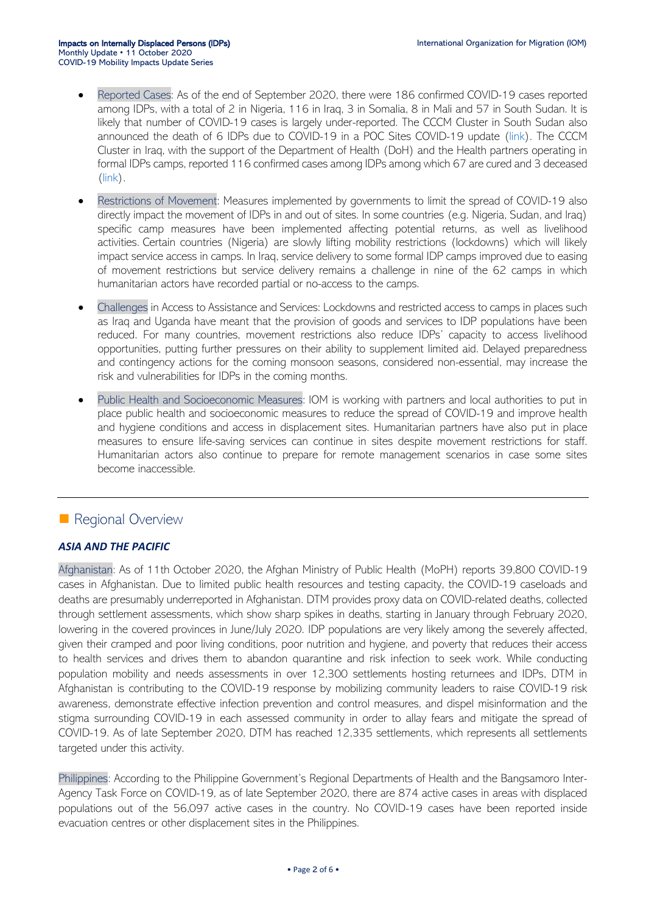- Reported Cases: As of the end of September 2020, there were 186 confirmed COVID-19 cases reported among IDPs, with a total of 2 in Nigeria, 116 in Iraq, 3 in Somalia, 8 in Mali and 57 in South Sudan. It is likely that number of COVID-19 cases is largely under-reported. The CCCM Cluster in South Sudan also announced the death of 6 IDPs due to COVID-19 in a POC Sites COVID-19 update (link). The CCCM Cluster in Iraq, with the support of the Department of Health (DoH) and the Health partners operating in formal IDPs camps, reported 116 confirmed cases among IDPs among which 67 are cured and 3 deceased (link).
- Restrictions of Movement: Measures implemented by governments to limit the spread of COVID-19 also directly impact the movement of IDPs in and out of sites. In some countries (e.g. Nigeria, Sudan, and Iraq) specific camp measures have been implemented affecting potential returns, as well as livelihood activities. Certain countries (Nigeria) are slowly lifting mobility restrictions (lockdowns) which will likely impact service access in camps. In Iraq, service delivery to some formal IDP camps improved due to easing of movement restrictions but service delivery remains a challenge in nine of the 62 camps in which humanitarian actors have recorded partial or no-access to the camps.
- Challenges in Access to Assistance and Services: Lockdowns and restricted access to camps in places such as Iraq and Uganda have meant that the provision of goods and services to IDP populations have been reduced. For many countries, movement restrictions also reduce IDPs' capacity to access livelihood opportunities, putting further pressures on their ability to supplement limited aid. Delayed preparedness and contingency actions for the coming monsoon seasons, considered non-essential, may increase the risk and vulnerabilities for IDPs in the coming months.
- Public Health and Socioeconomic Measures: IOM is working with partners and local authorities to put in place public health and socioeconomic measures to reduce the spread of COVID-19 and improve health and hygiene conditions and access in displacement sites. Humanitarian partners have also put in place measures to ensure life-saving services can continue in sites despite movement restrictions for staff. Humanitarian actors also continue to prepare for remote management scenarios in case some sites become inaccessible.

---

## Regional Overview

### *ASIA AND THE PACIFIC*

Afghanistan: As of 11th October 2020, the Afghan Ministry of Public Health (MoPH) reports 39,800 COVID-19 cases in Afghanistan. Due to limited public health resources and testing capacity, the COVID-19 caseloads and deaths are presumably underreported in Afghanistan. DTM provides proxy data on COVID-related deaths, collected through settlement assessments, which show sharp spikes in deaths, starting in January through February 2020, lowering in the covered provinces in June/July 2020. IDP populations are very likely among the severely affected, given their cramped and poor living conditions, poor nutrition and hygiene, and poverty that reduces their access to health services and drives them to abandon quarantine and risk infection to seek work. While conducting population mobility and needs assessments in over 12,300 settlements hosting returnees and IDPs, DTM in Afghanistan is contributing to the COVID-19 response by mobilizing community leaders to raise COVID-19 risk awareness, demonstrate effective infection prevention and control measures, and dispel misinformation and the stigma surrounding COVID-19 in each assessed community in order to allay fears and mitigate the spread of COVID-19. As of late September 2020, DTM has reached 12,335 settlements, which represents all settlements targeted under this activity.

Philippines: According to the Philippine Government's Regional Departments of Health and the Bangsamoro Inter-Agency Task Force on COVID-19, as of late September 2020, there are 874 active cases in areas with displaced populations out of the 56,097 active cases in the country. No COVID-19 cases have been reported inside evacuation centres or other displacement sites in the Philippines.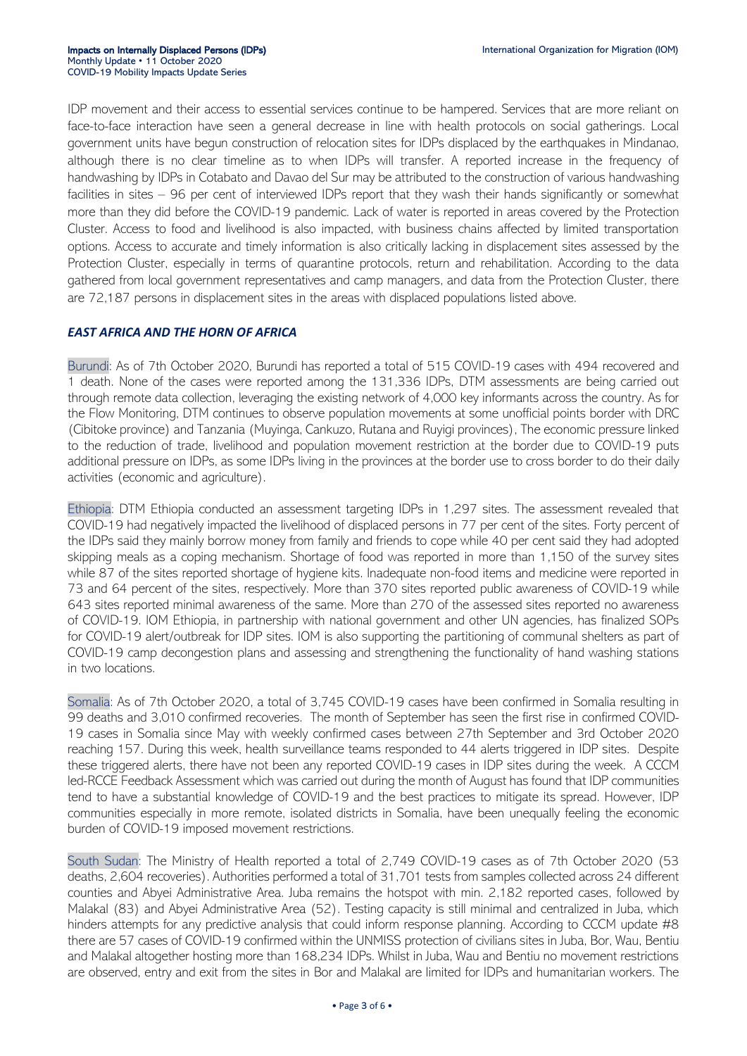IDP movement and their access to essential services continue to be hampered. Services that are more reliant on face-to-face interaction have seen a general decrease in line with health protocols on social gatherings. Local government units have begun construction of relocation sites for IDPs displaced by the earthquakes in Mindanao, although there is no clear timeline as to when IDPs will transfer. A reported increase in the frequency of handwashing by IDPs in Cotabato and Davao del Sur may be attributed to the construction of various handwashing facilities in sites – 96 per cent of interviewed IDPs report that they wash their hands significantly or somewhat more than they did before the COVID-19 pandemic. Lack of water is reported in areas covered by the Protection Cluster. Access to food and livelihood is also impacted, with business chains affected by limited transportation options. Access to accurate and timely information is also critically lacking in displacement sites assessed by the Protection Cluster, especially in terms of quarantine protocols, return and rehabilitation. According to the data gathered from local government representatives and camp managers, and data from the Protection Cluster, there are 72,187 persons in displacement sites in the areas with displaced populations listed above.

### *EAST AFRICA AND THE HORN OF AFRICA*

Burundi: As of 7th October 2020, Burundi has reported a total of 515 COVID-19 cases with 494 recovered and 1 death. None of the cases were reported among the 131,336 IDPs, DTM assessments are being carried out through remote data collection, leveraging the existing network of 4,000 key informants across the country. As for the Flow Monitoring, DTM continues to observe population movements at some unofficial points border with DRC (Cibitoke province) and Tanzania (Muyinga, Cankuzo, Rutana and Ruyigi provinces), The economic pressure linked to the reduction of trade, livelihood and population movement restriction at the border due to COVID-19 puts additional pressure on IDPs, as some IDPs living in the provinces at the border use to cross border to do their daily activities (economic and agriculture).

Ethiopia: DTM Ethiopia conducted an assessment targeting IDPs in 1,297 sites. The assessment revealed that COVID-19 had negatively impacted the livelihood of displaced persons in 77 per cent of the sites. Forty percent of the IDPs said they mainly borrow money from family and friends to cope while 40 per cent said they had adopted skipping meals as a coping mechanism. Shortage of food was reported in more than 1,150 of the survey sites while 87 of the sites reported shortage of hygiene kits. Inadequate non-food items and medicine were reported in 73 and 64 percent of the sites, respectively. More than 370 sites reported public awareness of COVID-19 while 643 sites reported minimal awareness of the same. More than 270 of the assessed sites reported no awareness of COVID-19. IOM Ethiopia, in partnership with national government and other UN agencies, has finalized SOPs for COVID-19 alert/outbreak for IDP sites. IOM is also supporting the partitioning of communal shelters as part of COVID-19 camp decongestion plans and assessing and strengthening the functionality of hand washing stations in two locations.

Somalia: As of 7th October 2020, a total of 3,745 COVID-19 cases have been confirmed in Somalia resulting in 99 deaths and 3,010 confirmed recoveries. The month of September has seen the first rise in confirmed COVID-19 cases in Somalia since May with weekly confirmed cases between 27th September and 3rd October 2020 reaching 157. During this week, health surveillance teams responded to 44 alerts triggered in IDP sites. Despite these triggered alerts, there have not been any reported COVID-19 cases in IDP sites during the week. A CCCM led-RCCE Feedback Assessment which was carried out during the month of August has found that IDP communities tend to have a substantial knowledge of COVID-19 and the best practices to mitigate its spread. However, IDP communities especially in more remote, isolated districts in Somalia, have been unequally feeling the economic burden of COVID-19 imposed movement restrictions.

South Sudan: The Ministry of Health reported a total of 2,749 COVID-19 cases as of 7th October 2020 (53 deaths, 2,604 recoveries). Authorities performed a total of 31,701 tests from samples collected across 24 different counties and Abyei Administrative Area. Juba remains the hotspot with min. 2,182 reported cases, followed by Malakal (83) and Abyei Administrative Area (52). Testing capacity is still minimal and centralized in Juba, which hinders attempts for any predictive analysis that could inform response planning. According to CCCM update #8 there are 57 cases of COVID-19 confirmed within the UNMISS protection of civilians sites in Juba, Bor, Wau, Bentiu and Malakal altogether hosting more than 168,234 IDPs. Whilst in Juba, Wau and Bentiu no movement restrictions are observed, entry and exit from the sites in Bor and Malakal are limited for IDPs and humanitarian workers. The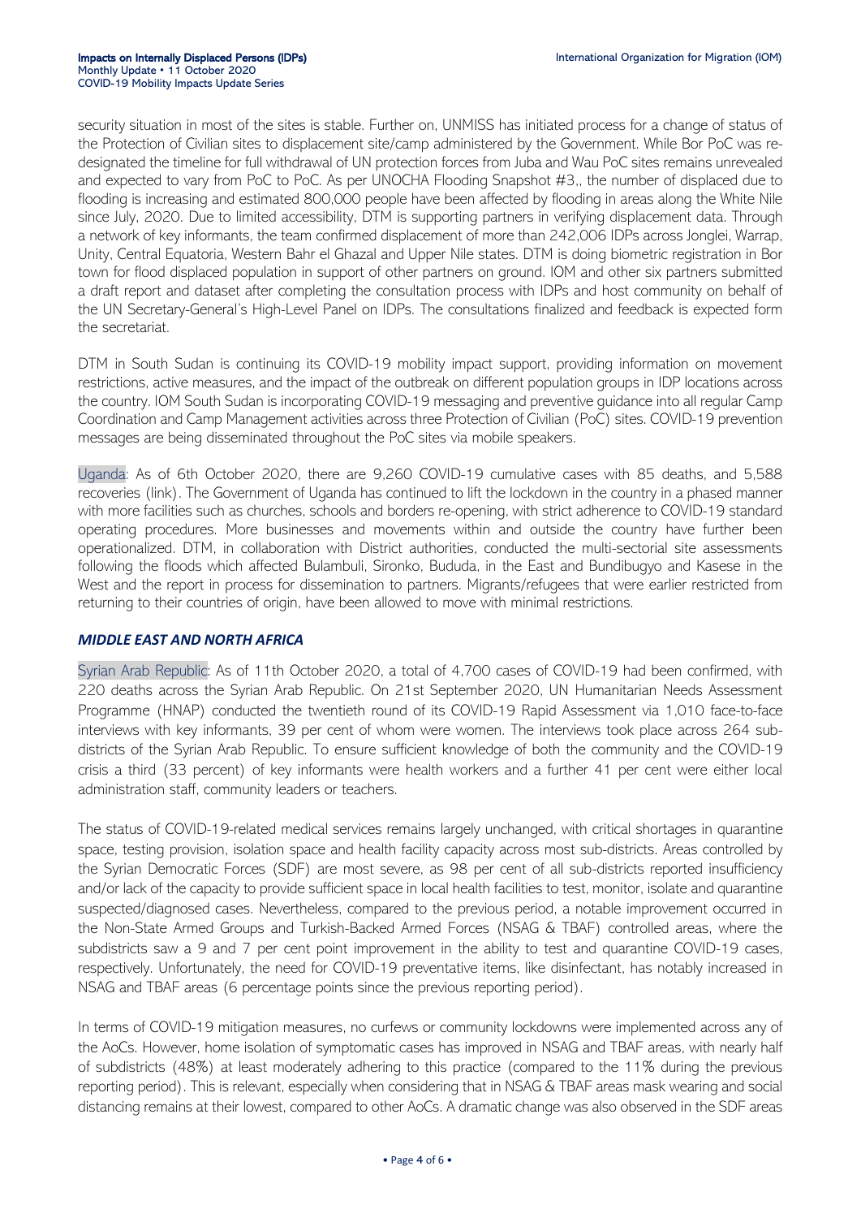security situation in most of the sites is stable. Further on, UNMISS has initiated process for a change of status of the Protection of Civilian sites to displacement site/camp administered by the Government. While Bor PoC was re-designated the timeline for full withdrawal of UN protection forces from Juba and Wau PoC sites remains unrevealed and expected to vary from PoC to PoC. As per UNOCHA Flooding Snapshot #3,, the number of displaced due to flooding is increasing and estimated 800,000 people have been affected by flooding in areas along the White Nile since July, 2020. Due to limited accessibility, DTM is supporting partners in verifying displacement data. Through a network of key informants, the team confirmed displacement of more than 242,006 IDPs across Jonglei, Warrap, Unity, Central Equatoria, Western Bahr el Ghazal and Upper Nile states. DTM is doing biometric registration in Bor town for flood displaced population in support of other partners on ground. IOM and other six partners submitted a draft report and dataset after completing the consultation process with IDPs and host community on behalf of the UN Secretary-General's High-Level Panel on IDPs. The consultations finalized and feedback is expected form the secretariat.

DTM in South Sudan is continuing its COVID-19 mobility impact support, providing information on movement restrictions, active measures, and the impact of the outbreak on different population groups in IDP locations across the country. IOM South Sudan is incorporating COVID-19 messaging and preventive guidance into all regular Camp Coordination and Camp Management activities across three Protection of Civilian (PoC) sites. COVID-19 prevention messages are being disseminated throughout the PoC sites via mobile speakers.

Uganda: As of 6th October 2020, there are 9,260 COVID-19 cumulative cases with 85 deaths, and 5,588 recoveries (link). The Government of Uganda has continued to lift the lockdown in the country in a phased manner with more facilities such as churches, schools and borders re-opening, with strict adherence to COVID-19 standard operating procedures. More businesses and movements within and outside the country have further been operationalized. DTM, in collaboration with District authorities, conducted the multi-sectorial site assessments following the floods which affected Bulambuli, Sironko, Bududa, in the East and Bundibugyo and Kasese in the West and the report in process for dissemination to partners. Migrants/refugees that were earlier restricted from returning to their countries of origin, have been allowed to move with minimal restrictions.

### *MIDDLE EAST AND NORTH AFRICA*

Syrian Arab Republic: As of 11th October 2020, a total of 4,700 cases of COVID-19 had been confirmed, with 220 deaths across the Syrian Arab Republic. On 21st September 2020, UN Humanitarian Needs Assessment Programme (HNAP) conducted the twentieth round of its COVID-19 Rapid Assessment via 1,010 face-to-face interviews with key informants, 39 per cent of whom were women. The interviews took place across 264 sub-districts of the Syrian Arab Republic. To ensure sufficient knowledge of both the community and the COVID-19 crisis a third (33 percent) of key informants were health workers and a further 41 per cent were either local administration staff, community leaders or teachers.

The status of COVID-19-related medical services remains largely unchanged, with critical shortages in quarantine space, testing provision, isolation space and health facility capacity across most sub-districts. Areas controlled by the Syrian Democratic Forces (SDF) are most severe, as 98 per cent of all sub-districts reported insufficiency and/or lack of the capacity to provide sufficient space in local health facilities to test, monitor, isolate and quarantine suspected/diagnosed cases. Nevertheless, compared to the previous period, a notable improvement occurred in the Non-State Armed Groups and Turkish-Backed Armed Forces (NSAG & TBAF) controlled areas, where the subdistricts saw a 9 and 7 per cent point improvement in the ability to test and quarantine COVID-19 cases, respectively. Unfortunately, the need for COVID-19 preventative items, like disinfectant, has notably increased in NSAG and TBAF areas (6 percentage points since the previous reporting period).

In terms of COVID-19 mitigation measures, no curfews or community lockdowns were implemented across any of the AoCs. However, home isolation of symptomatic cases has improved in NSAG and TBAF areas, with nearly half of subdistricts (48%) at least moderately adhering to this practice (compared to the 11% during the previous reporting period). This is relevant, especially when considering that in NSAG & TBAF areas mask wearing and social distancing remains at their lowest, compared to other AoCs. A dramatic change was also observed in the SDF areas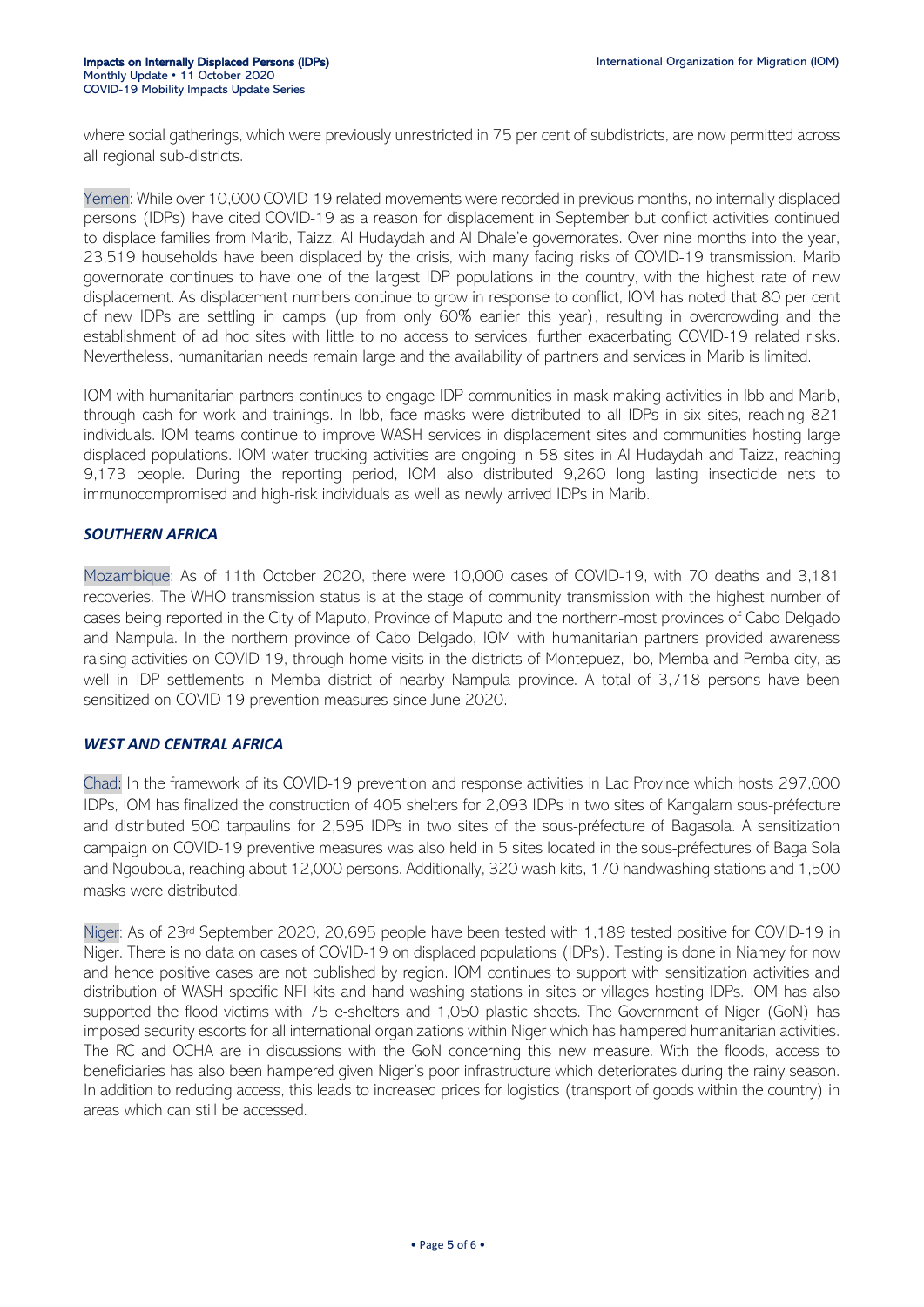where social gatherings, which were previously unrestricted in 75 per cent of subdistricts, are now permitted across all regional sub-districts.

Yemen: While over 10,000 COVID-19 related movements were recorded in previous months, no internally displaced persons (IDPs) have cited COVID-19 as a reason for displacement in September but conflict activities continued to displace families from Marib, Taizz, Al Hudaydah and Al Dhale'e governorates. Over nine months into the year, 23,519 households have been displaced by the crisis, with many facing risks of COVID-19 transmission. Marib governorate continues to have one of the largest IDP populations in the country, with the highest rate of new displacement. As displacement numbers continue to grow in response to conflict, IOM has noted that 80 per cent of new IDPs are settling in camps (up from only 60% earlier this year), resulting in overcrowding and the establishment of ad hoc sites with little to no access to services, further exacerbating COVID-19 related risks. Nevertheless, humanitarian needs remain large and the availability of partners and services in Marib is limited.

IOM with humanitarian partners continues to engage IDP communities in mask making activities in Ibb and Marib, through cash for work and trainings. In Ibb, face masks were distributed to all IDPs in six sites, reaching 821 individuals. IOM teams continue to improve WASH services in displacement sites and communities hosting large displaced populations. IOM water trucking activities are ongoing in 58 sites in Al Hudaydah and Taizz, reaching 9,173 people. During the reporting period, IOM also distributed 9,260 long lasting insecticide nets to immunocompromised and high-risk individuals as well as newly arrived IDPs in Marib.

### *SOUTHERN AFRICA*

Mozambique: As of 11th October 2020, there were 10,000 cases of COVID-19, with 70 deaths and 3,181 recoveries. The WHO transmission status is at the stage of community transmission with the highest number of cases being reported in the City of Maputo, Province of Maputo and the northern-most provinces of Cabo Delgado and Nampula. In the northern province of Cabo Delgado, IOM with humanitarian partners provided awareness raising activities on COVID-19, through home visits in the districts of Montepuez, Ibo, Memba and Pemba city, as well in IDP settlements in Memba district of nearby Nampula province. A total of 3,718 persons have been sensitized on COVID-19 prevention measures since June 2020.

### *WEST AND CENTRAL AFRICA*

Chad: In the framework of its COVID-19 prevention and response activities in Lac Province which hosts 297,000 IDPs, IOM has finalized the construction of 405 shelters for 2,093 IDPs in two sites of Kangalam sous-préfecture and distributed 500 tarpaulins for 2,595 IDPs in two sites of the sous-préfecture of Bagasola. A sensitization campaign on COVID-19 preventive measures was also held in 5 sites located in the sous-préfectures of Baga Sola and Ngouboua, reaching about 12,000 persons. Additionally, 320 wash kits, 170 handwashing stations and 1,500 masks were distributed.

Niger: As of 23rd September 2020, 20,695 people have been tested with 1,189 tested positive for COVID-19 in Niger. There is no data on cases of COVID-19 on displaced populations (IDPs). Testing is done in Niamey for now and hence positive cases are not published by region. IOM continues to support with sensitization activities and distribution of WASH specific NFI kits and hand washing stations in sites or villages hosting IDPs. IOM has also supported the flood victims with 75 e-shelters and 1,050 plastic sheets. The Government of Niger (GoN) has imposed security escorts for all international organizations within Niger which has hampered humanitarian activities. The RC and OCHA are in discussions with the GoN concerning this new measure. With the floods, access to beneficiaries has also been hampered given Niger's poor infrastructure which deteriorates during the rainy season. In addition to reducing access, this leads to increased prices for logistics (transport of goods within the country) in areas which can still be accessed.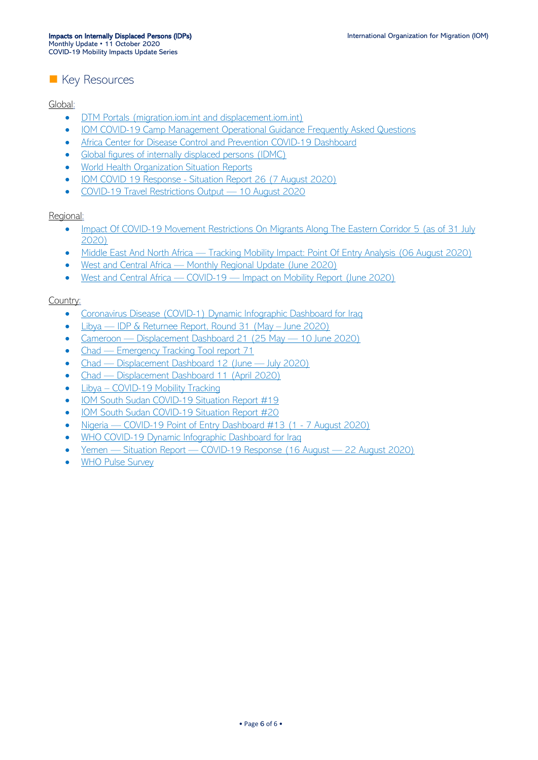## Key Resources

Global:

- DTM Portals (migration.iom.int and displacement.iom.int)
- IOM COVID-19 Camp Management Operational Guidance Frequently Asked Questions
- Africa Center for Disease Control and Prevention COVID-19 Dashboard
- Global figures of internally displaced persons (IDMC)
- World Health Organization Situation Reports
- IOM COVID 19 Response - Situation Report 26 (7 August 2020)
- COVID-19 Travel Restrictions Output — 10 August 2020

Regional:

- Impact Of COVID-19 Movement Restrictions On Migrants Along The Eastern Corridor 5 (as of 31 July 2020)
- Middle East And North Africa — Tracking Mobility Impact: Point Of Entry Analysis (06 August 2020)
- West and Central Africa — Monthly Regional Update (June 2020)
- West and Central Africa — COVID-19 — Impact on Mobility Report (June 2020)

Country:

- Coronavirus Disease (COVID-1) Dynamic Infographic Dashboard for Iraq
- Libya — IDP & Returnee Report, Round 31 (May – June 2020)
- Cameroon — Displacement Dashboard 21 (25 May — 10 June 2020)
- Chad — Emergency Tracking Tool report 71
- Chad — Displacement Dashboard 12 (June — July 2020)
- Chad — Displacement Dashboard 11 (April 2020)
- Libya – COVID-19 Mobility Tracking
- IOM South Sudan COVID-19 Situation Report #19
- IOM South Sudan COVID-19 Situation Report #20
- Nigeria — COVID-19 Point of Entry Dashboard #13 (1 - 7 August 2020)
- WHO COVID-19 Dynamic Infographic Dashboard for Iraq
- Yemen — Situation Report — COVID-19 Response (16 August — 22 August 2020)
- WHO Pulse Survey